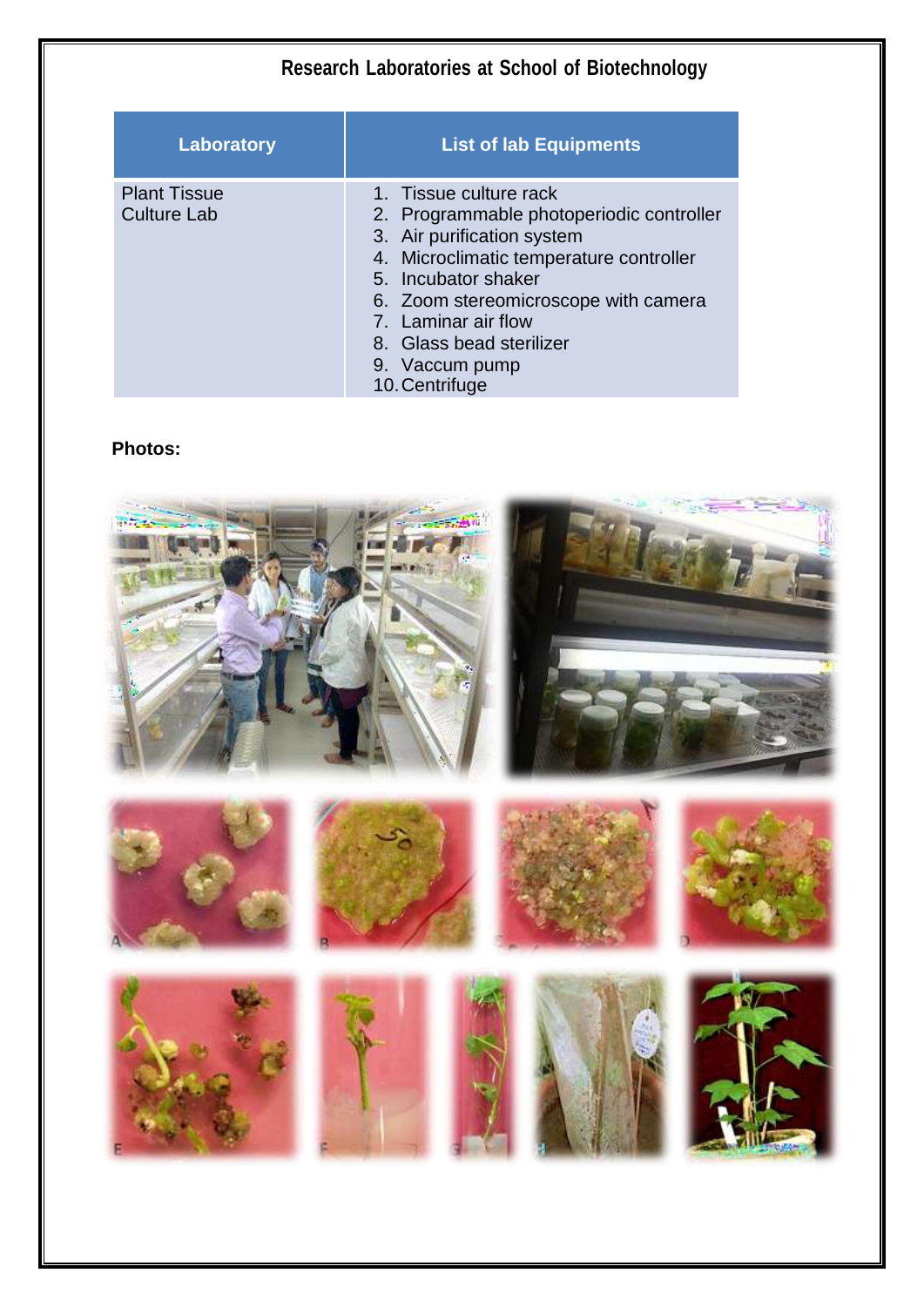# Research Laboratories at School of Biotechnology

| Laboratory | List of lab Equipments |
|---|---|
| Plant Tissue Culture Lab | 1. Tissue culture rack<br>2. Programmable photoperiodic controller<br>3. Air purification system<br>4. Microclimatic temperature controller<br>5. Incubator shaker<br>6. Zoom stereomicroscope with camera<br>7. Laminar air flow<br>8. Glass bead sterilizer<br>9. Vaccum pump<br>10. Centrifuge |

**Photos:**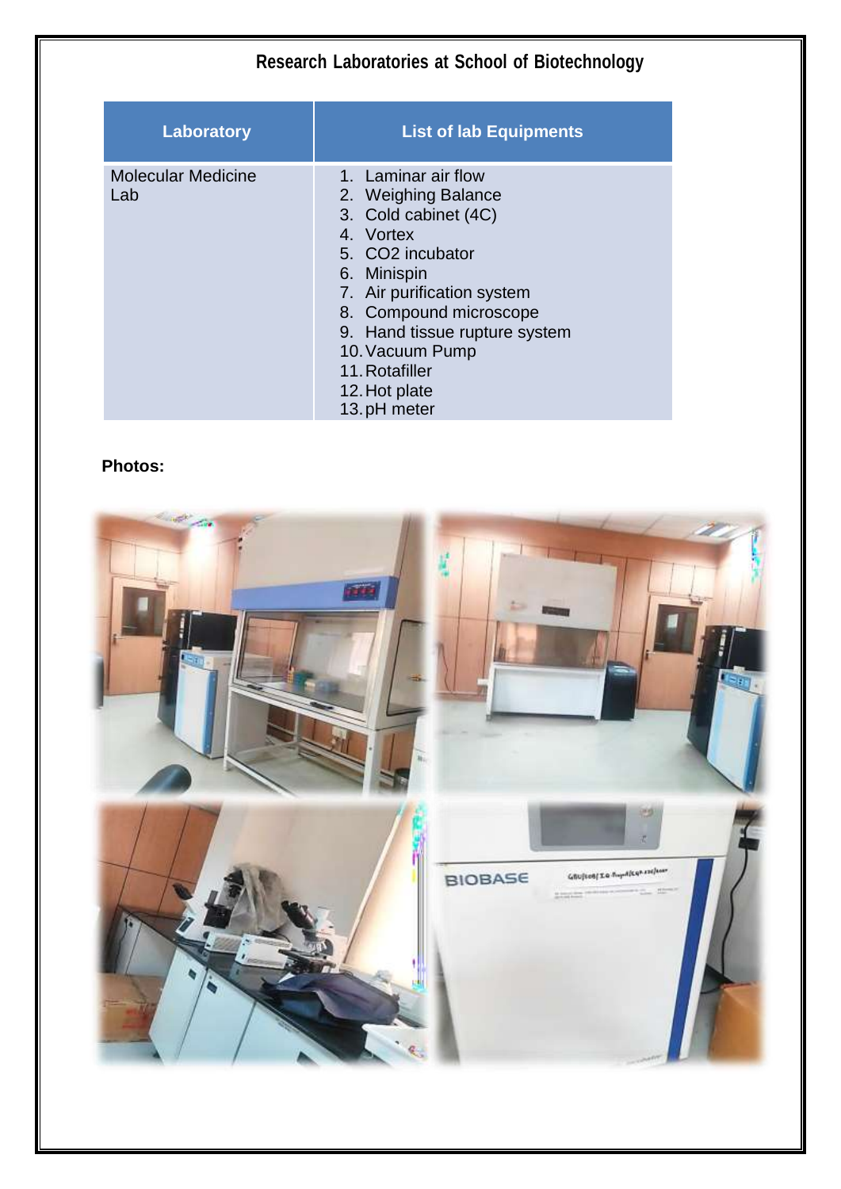# Research Laboratories at School of Biotechnology

| Laboratory | List of lab Equipments |
|---|---|
| Molecular Medicine Lab | 1. Laminar air flow<br>2. Weighing Balance<br>3. Cold cabinet (4C)<br>4. Vortex<br>5. CO2 incubator<br>6. Minispin<br>7. Air purification system<br>8. Compound microscope<br>9. Hand tissue rupture system<br>10. Vacuum Pump<br>11. Rotafiller<br>12. Hot plate<br>13. pH meter |

**Photos:**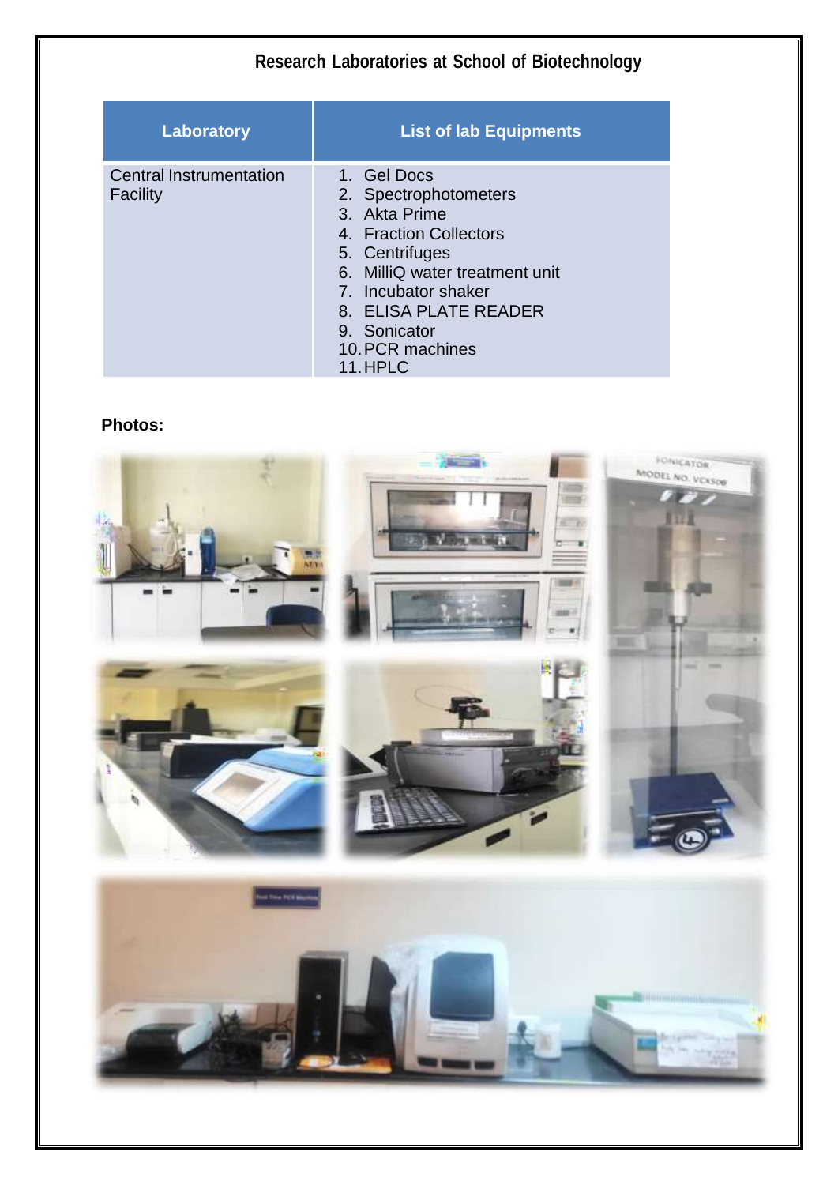# Research Laboratories at School of Biotechnology

| Laboratory | List of lab Equipments |
| --- | --- |
| Central Instrumentation Facility | 1. Gel Docs<br>2. Spectrophotometers<br>3. Akta Prime<br>4. Fraction Collectors<br>5. Centrifuges<br>6. MilliQ water treatment unit<br>7. Incubator shaker<br>8. ELISA PLATE READER<br>9. Sonicator<br>10. PCR machines<br>11. HPLC |

**Photos:**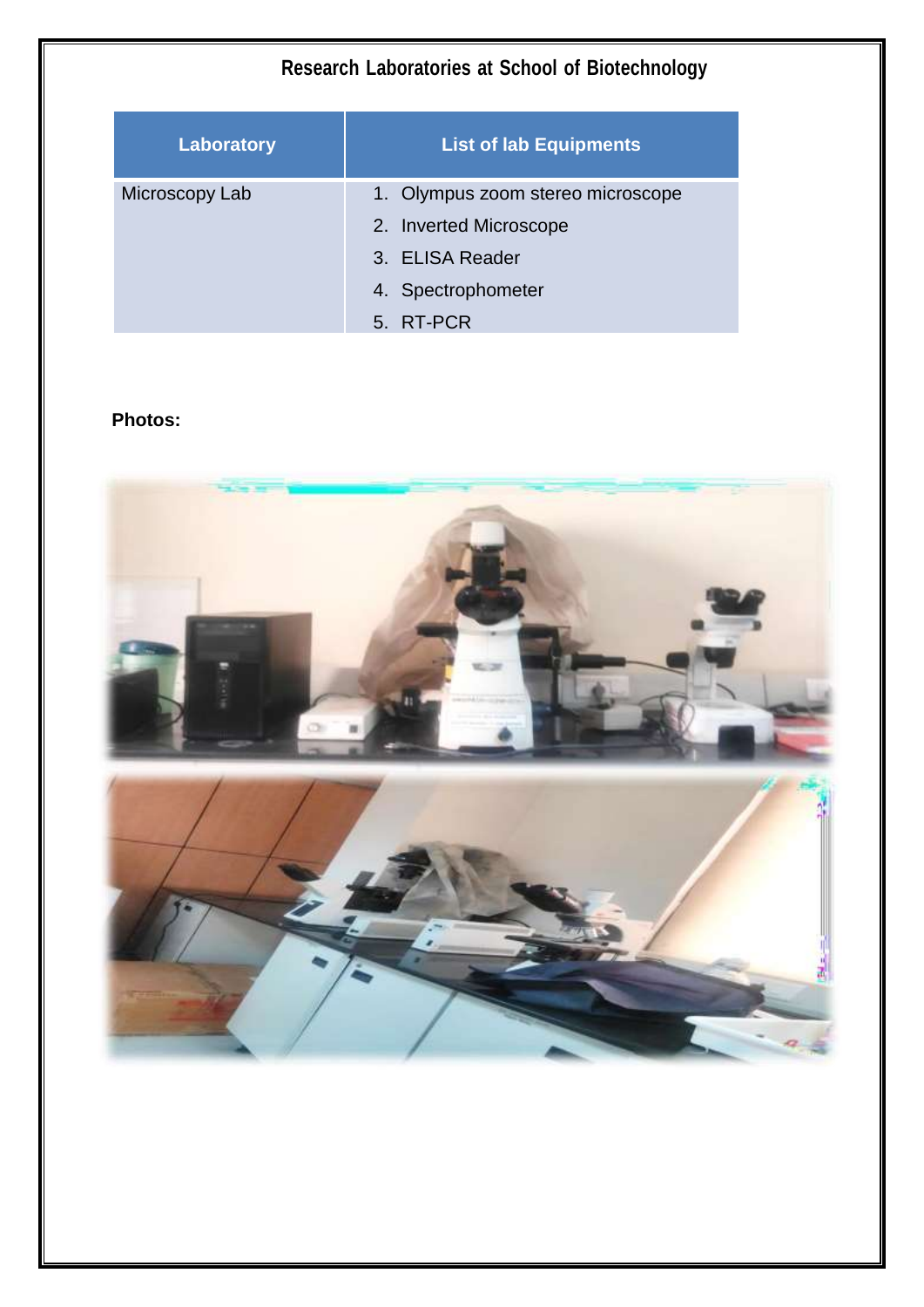# Research Laboratories at School of Biotechnology

| Laboratory | List of lab Equipments |
|---|---|
| Microscopy Lab | 1. Olympus zoom stereo microscope<br>2. Inverted Microscope<br>3. ELISA Reader<br>4. Spectrophometer<br>5. RT-PCR |

**Photos:**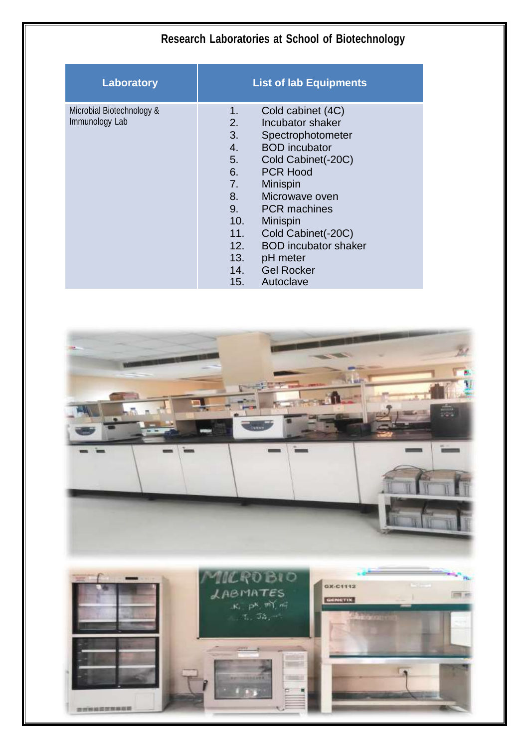# Research Laboratories at School of Biotechnology

| Laboratory | List of lab Equipments |
|---|---|
| Microbial Biotechnology & Immunology Lab | 1. Cold cabinet (4C)<br>2. Incubator shaker<br>3. Spectrophotometer<br>4. BOD incubator<br>5. Cold Cabinet(-20C)<br>6. PCR Hood<br>7. Minispin<br>8. Microwave oven<br>9. PCR machines<br>10. Minispin<br>11. Cold Cabinet(-20C)<br>12. BOD incubator shaker<br>13. pH meter<br>14. Gel Rocker<br>15. Autoclave |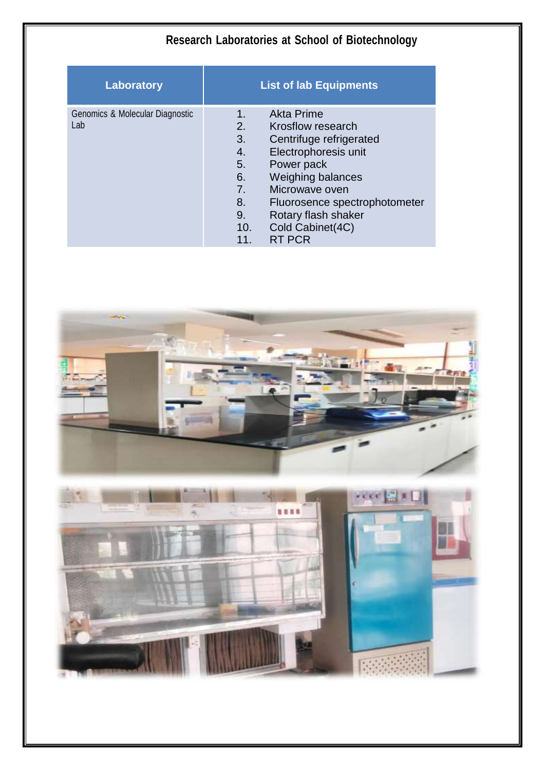# Research Laboratories at School of Biotechnology

| Laboratory | List of lab Equipments |
|---|---|
| Genomics & Molecular Diagnostic Lab | 1. Akta Prime<br>2. Krosflow research<br>3. Centrifuge refrigerated<br>4. Electrophoresis unit<br>5. Power pack<br>6. Weighing balances<br>7. Microwave oven<br>8. Fluorosence spectrophotometer<br>9. Rotary flash shaker<br>10. Cold Cabinet(4C)<br>11. RT PCR |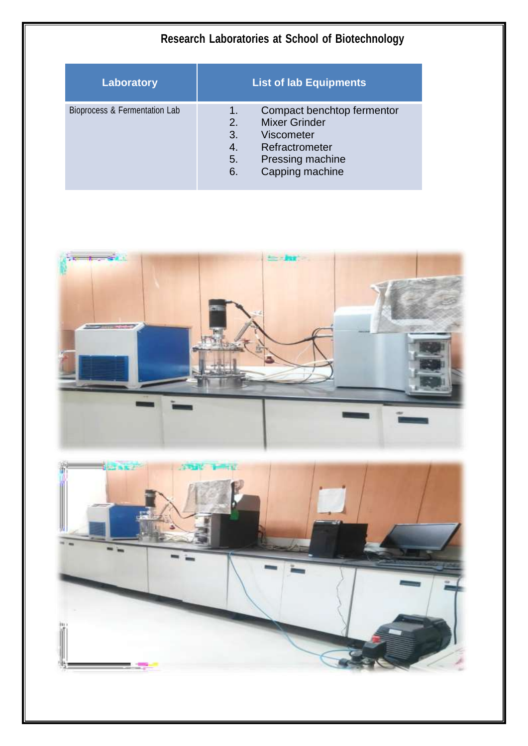## Research Laboratories at School of Biotechnology

| Laboratory | List of lab Equipments |
|---|---|
| Bioprocess & Fermentation Lab | 1. Compact benchtop fermentor<br>2. Mixer Grinder<br>3. Viscometer<br>4. Refractrometer<br>5. Pressing machine<br>6. Capping machine |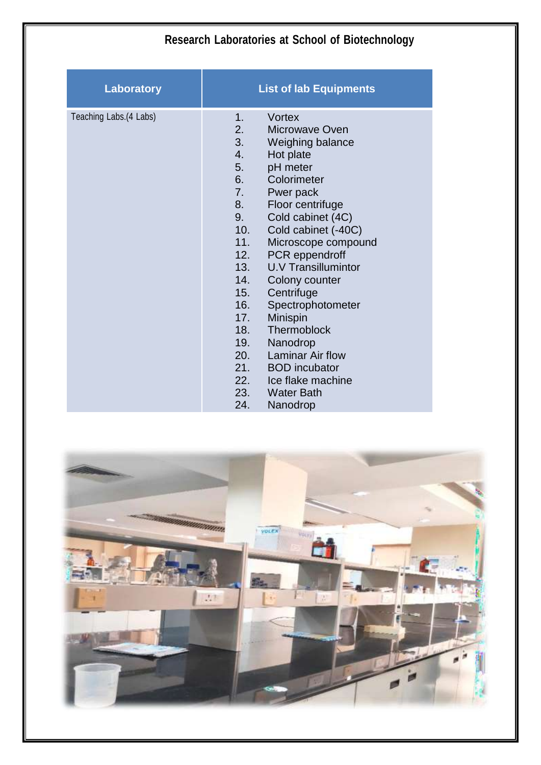## Research Laboratories at School of Biotechnology

| Laboratory | List of lab Equipments |
|---|---|
| Teaching Labs.(4 Labs) | 1. Vortex<br>2. Microwave Oven<br>3. Weighing balance<br>4. Hot plate<br>5. pH meter<br>6. Colorimeter<br>7. Pwer pack<br>8. Floor centrifuge<br>9. Cold cabinet (4C)<br>10. Cold cabinet (-40C)<br>11. Microscope compound<br>12. PCR eppendroff<br>13. U.V Transillumintor<br>14. Colony counter<br>15. Centrifuge<br>16. Spectrophotometer<br>17. Minispin<br>18. Thermoblock<br>19. Nanodrop<br>20. Laminar Air flow<br>21. BOD incubator<br>22. Ice flake machine<br>23. Water Bath<br>24. Nanodrop |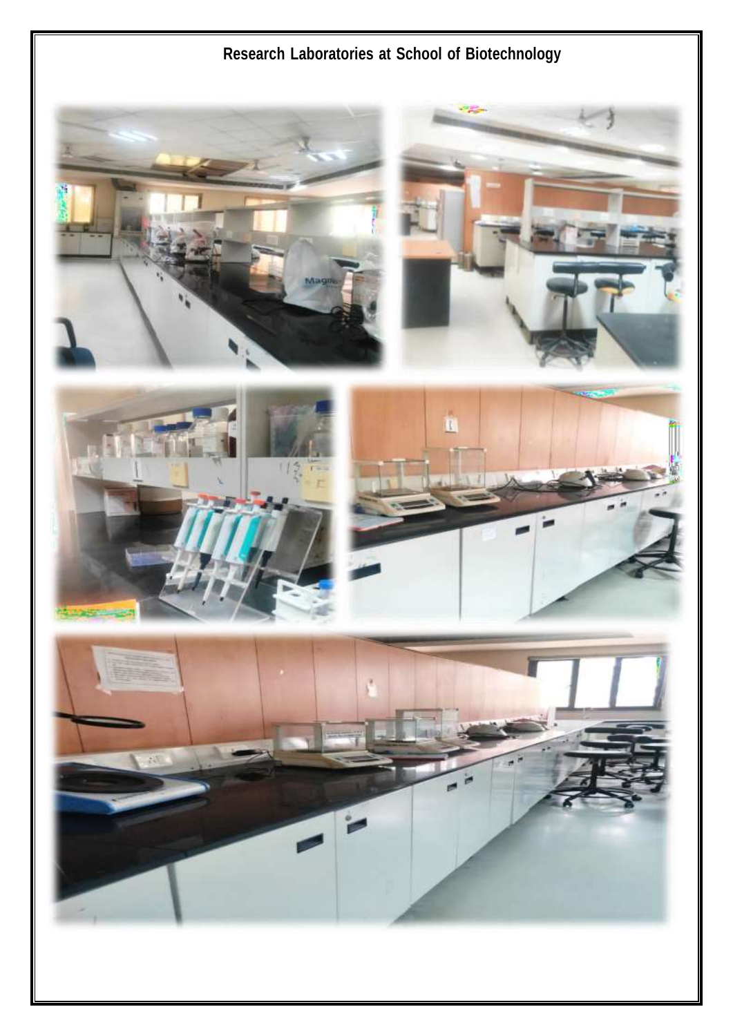# Research Laboratories at School of Biotechnology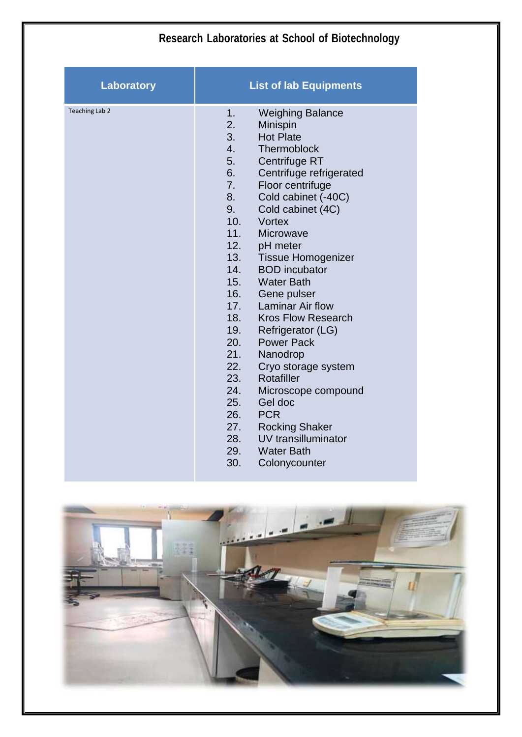# Research Laboratories at School of Biotechnology

| Laboratory | List of lab Equipments |
|---|---|
| Teaching Lab 2 | 1. Weighing Balance<br>2. Minispin<br>3. Hot Plate<br>4. Thermoblock<br>5. Centrifuge RT<br>6. Centrifuge refrigerated<br>7. Floor centrifuge<br>8. Cold cabinet (-40C)<br>9. Cold cabinet (4C)<br>10. Vortex<br>11. Microwave<br>12. pH meter<br>13. Tissue Homogenizer<br>14. BOD incubator<br>15. Water Bath<br>16. Gene pulser<br>17. Laminar Air flow<br>18. Kros Flow Research<br>19. Refrigerator (LG)<br>20. Power Pack<br>21. Nanodrop<br>22. Cryo storage system<br>23. Rotafiller<br>24. Microscope compound<br>25. Gel doc<br>26. PCR<br>27. Rocking Shaker<br>28. UV transilluminator<br>29. Water Bath<br>30. Colonycounter |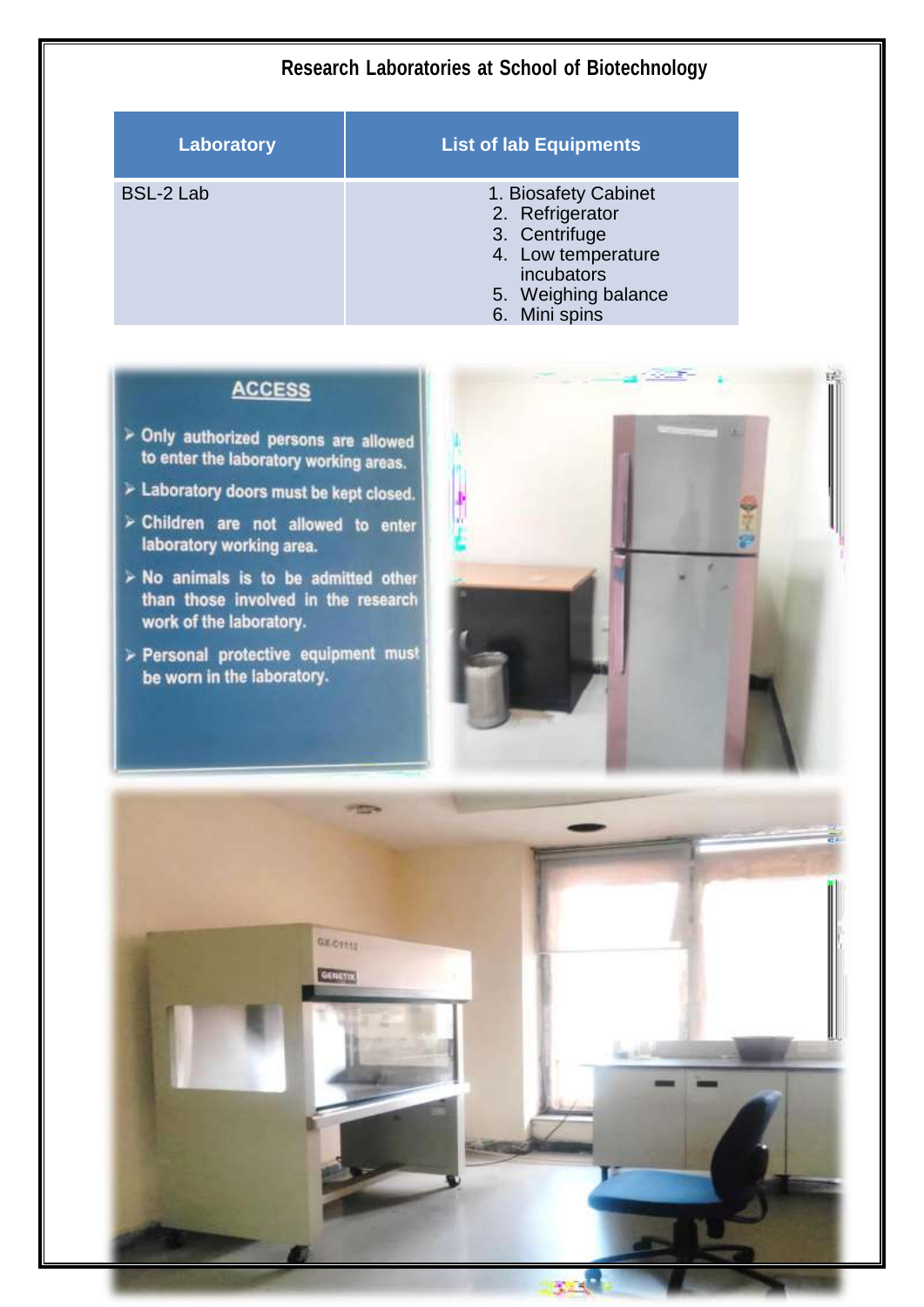# Research Laboratories at School of Biotechnology

| Laboratory | List of lab Equipments |
|---|---|
| BSL-2 Lab | 1. Biosafety Cabinet<br>2. Refrigerator<br>3. Centrifuge<br>4. Low temperature incubators<br>5. Weighing balance<br>6. Mini spins |

## ACCESS

- Only authorized persons are allowed to enter the laboratory working areas.
- Laboratory doors must be kept closed.
- Children are not allowed to enter laboratory working area.
- No animals is to be admitted other than those involved in the research work of the laboratory.
- Personal protective equipment must be worn in the laboratory.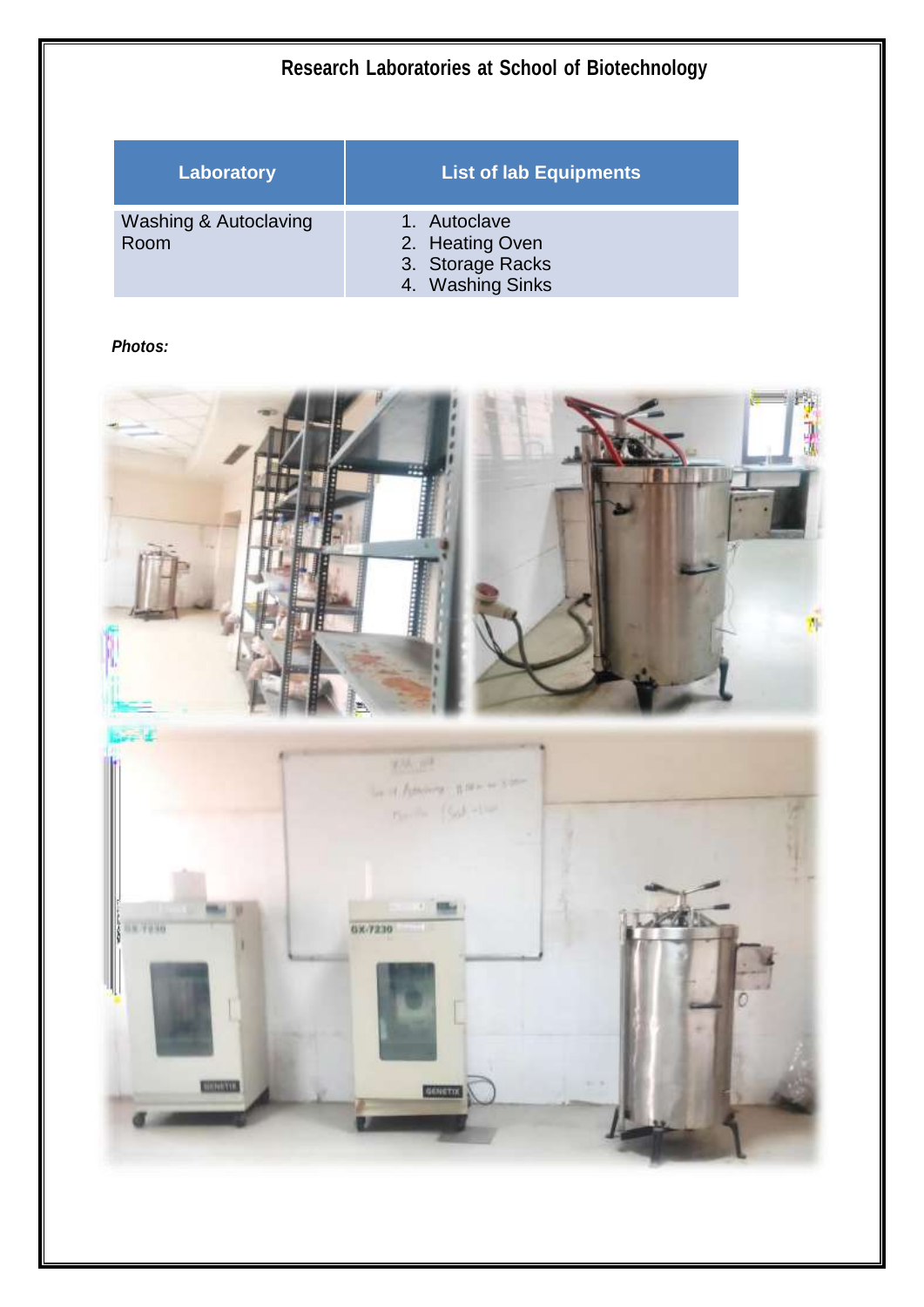# Research Laboratories at School of Biotechnology

| Laboratory | List of lab Equipments |
| --- | --- |
| Washing & Autoclaving Room | 1. Autoclave<br>2. Heating Oven<br>3. Storage Racks<br>4. Washing Sinks |

***Photos:***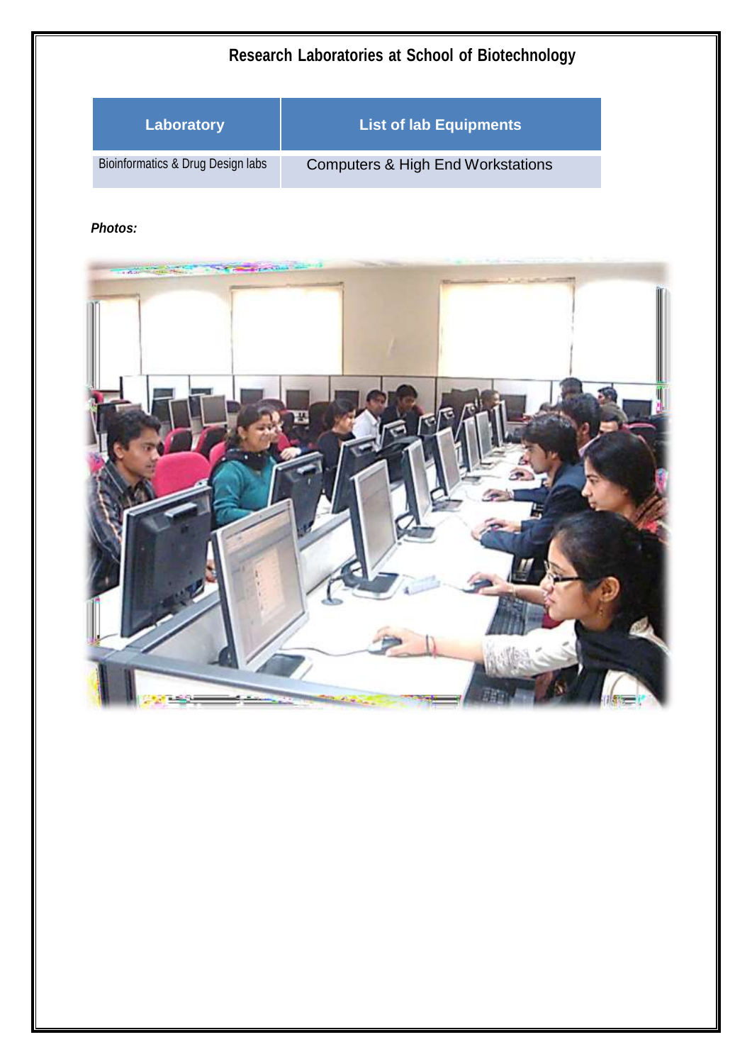# Research Laboratories at School of Biotechnology

| Laboratory | List of lab Equipments |
| --- | --- |
| Bioinformatics & Drug Design labs | Computers & High End Workstations |

***Photos:***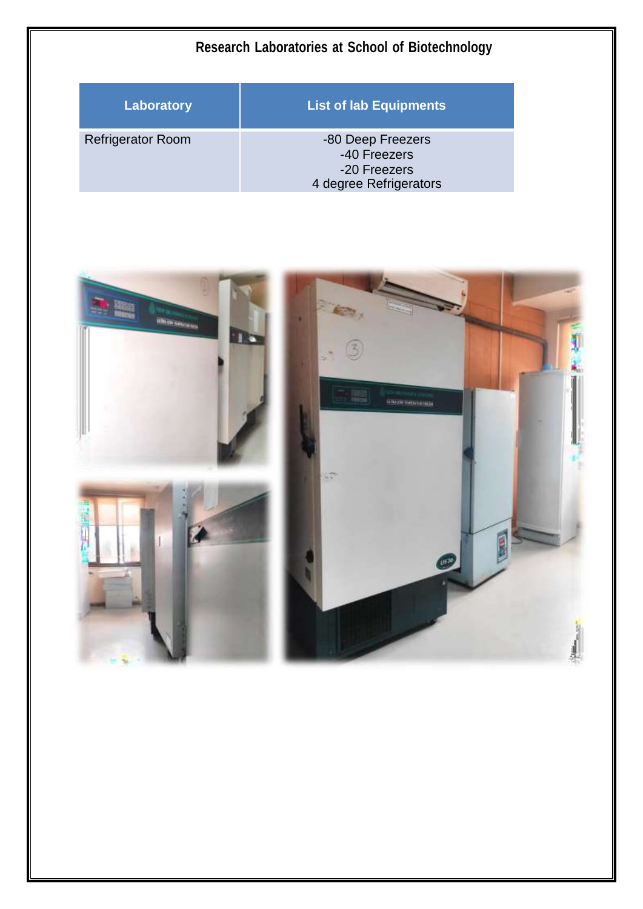## Research Laboratories at School of Biotechnology

| Laboratory | List of lab Equipments |
| --- | --- |
| Refrigerator Room | -80 Deep Freezers<br>-40 Freezers<br>-20 Freezers<br>4 degree Refrigerators |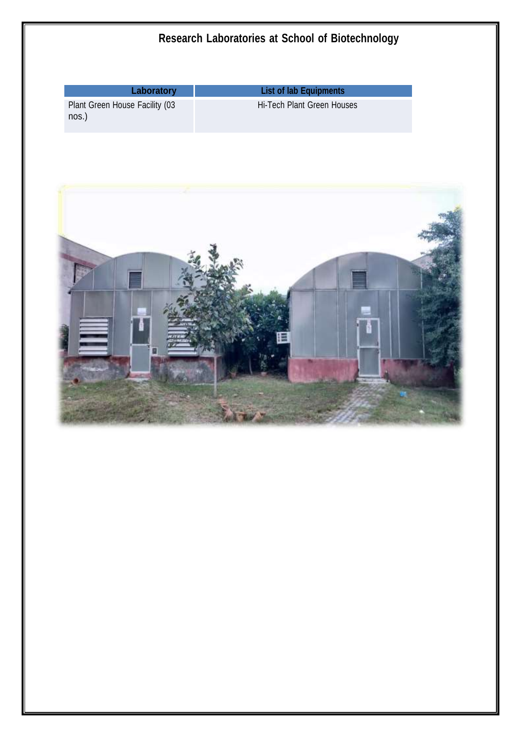# Research Laboratories at School of Biotechnology

| Laboratory | List of lab Equipments |
| --- | --- |
| Plant Green House Facility (03 nos.) | Hi-Tech Plant Green Houses |